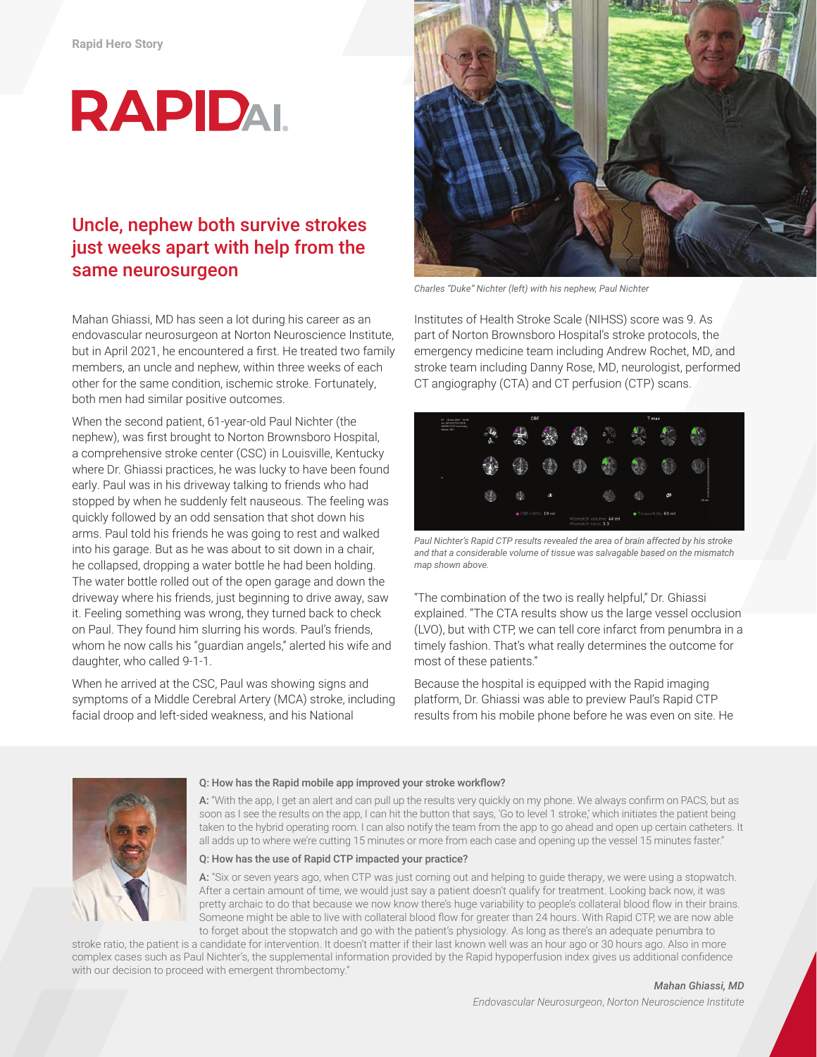Rapid Hero Story

# RAPIDAI

## Uncle, nephew both survive strokes just weeks apart with help from the same neurosurgeon

Charles "Duke" Nichter (left) with his nephew, Paul Nichter

Mahan Ghiassi, MD has seen a lot during his career as an endovascular neurosurgeon at Norton Neuroscience Institute, but in April 2021, he encountered a first. He treated two family members, an uncle and nephew, within three weeks of each other for the same condition, ischemic stroke. Fortunately, both men had similar positive outcomes.

When the second patient, 61-year-old Paul Nichter (the nephew), was first brought to Norton Brownsboro Hospital, a comprehensive stroke center (CSC) in Louisville, Kentucky where Dr. Ghiassi practices, he was lucky to have been found early. Paul was in his driveway talking to friends who had stopped by when he suddenly felt nauseous. The feeling was quickly followed by an odd sensation that shot down his arms. Paul told his friends he was going to rest and walked into his garage. But as he was about to sit down in a chair, he collapsed, dropping a water bottle he had been holding. The water bottle rolled out of the open garage and down the driveway where his friends, just beginning to drive away, saw it. Feeling something was wrong, they turned back to check on Paul. They found him slurring his words. Paul's friends, whom he now calls his "guardian angels," alerted his wife and daughter, who called 9-1-1.

When he arrived at the CSC, Paul was showing signs and symptoms of a Middle Cerebral Artery (MCA) stroke, including facial droop and left-sided weakness, and his National Institutes of Health Stroke Scale (NIHSS) score was 9. As part of Norton Brownsboro Hospital's stroke protocols, the emergency medicine team including Andrew Rochet, MD, and stroke team including Danny Rose, MD, neurologist, performed CT angiography (CTA) and CT perfusion (CTP) scans.

*Paul Nichter's Rapid CTP results revealed the area of brain affected by his stroke and that a considerable volume of tissue was salvagable based on the mismatch map shown above.*

"The combination of the two is really helpful," Dr. Ghiassi explained. "The CTA results show us the large vessel occlusion (LVO), but with CTP, we can tell core infarct from penumbra in a timely fashion. That's what really determines the outcome for most of these patients."

Because the hospital is equipped with the Rapid imaging platform, Dr. Ghiassi was able to preview Paul's Rapid CTP results from his mobile phone before he was even on site. He

**Q: How has the Rapid mobile app improved your stroke workflow?**

**A:** "With the app, I get an alert and can pull up the results very quickly on my phone. We always confirm on PACS, but as soon as I see the results on the app, I can hit the button that says, 'Go to level 1 stroke,' which initiates the patient being taken to the hybrid operating room. I can also notify the team from the app to go ahead and open up certain catheters. It all adds up to where we're cutting 15 minutes or more from each case and opening up the vessel 15 minutes faster."

**Q: How has the use of Rapid CTP impacted your practice?**

**A:** "Six or seven years ago, when CTP was just coming out and helping to guide therapy, we were using a stopwatch. After a certain amount of time, we would just say a patient doesn't qualify for treatment. Looking back now, it was pretty archaic to do that because we now know there's huge variability to people's collateral blood flow in their brains. Someone might be able to live with collateral blood flow for greater than 24 hours. With Rapid CTP, we are now able to forget about the stopwatch and go with the patient's physiology. As long as there's an adequate penumbra to stroke ratio, the patient is a candidate for intervention. It doesn't matter if their last known well was an hour ago or 30 hours ago. Also in more complex cases such as Paul Nichter's, the supplemental information provided by the Rapid hypoperfusion index gives us additional confidence with our decision to proceed with emergent thrombectomy."

***Mahan Ghiassi, MD***
*Endovascular Neurosurgeon, Norton Neuroscience Institute*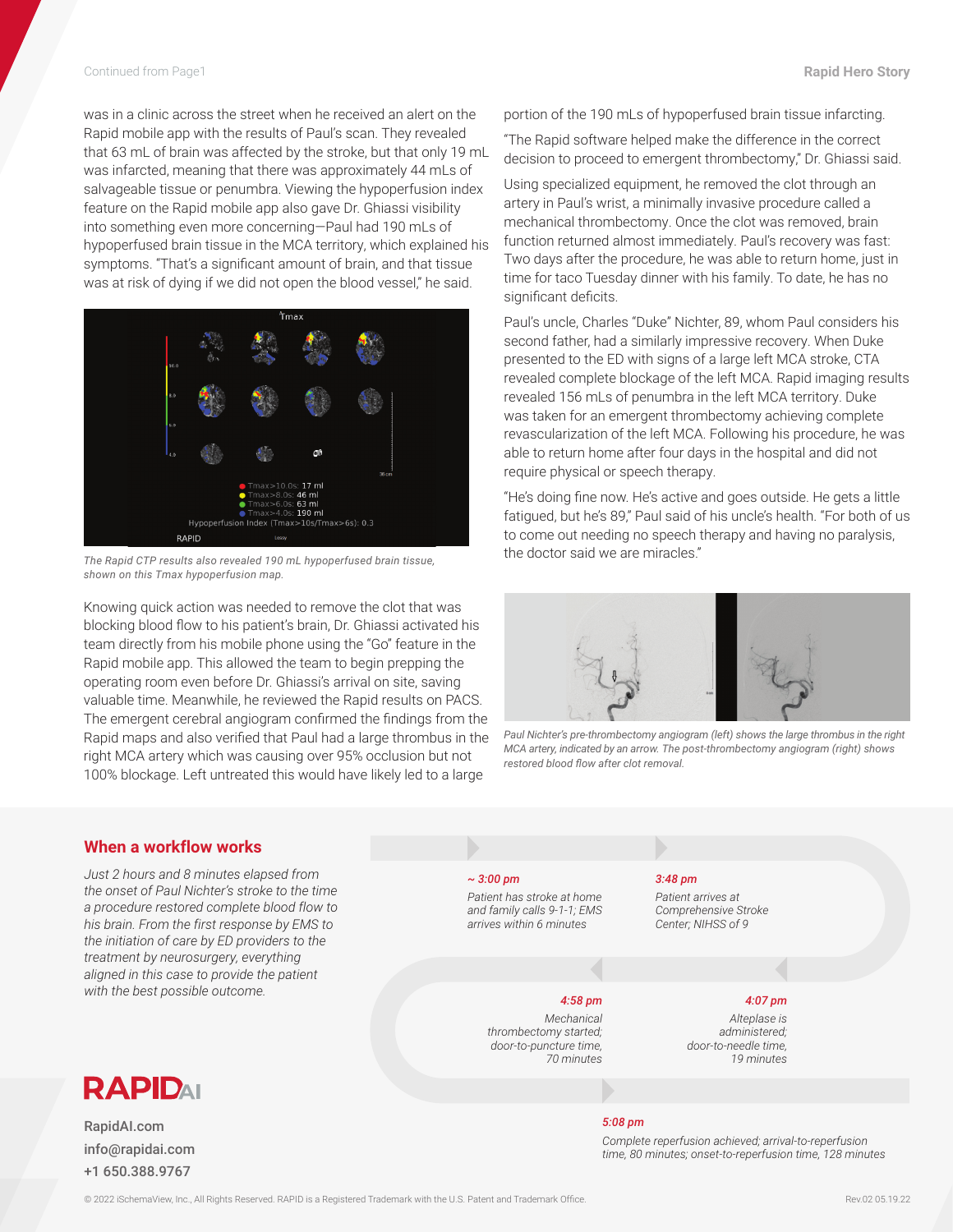Continued from Page1

was in a clinic across the street when he received an alert on the Rapid mobile app with the results of Paul's scan. They revealed that 63 mL of brain was affected by the stroke, but that only 19 mL was infarcted, meaning that there was approximately 44 mLs of salvageable tissue or penumbra. Viewing the hypoperfusion index feature on the Rapid mobile app also gave Dr. Ghiassi visibility into something even more concerning—Paul had 190 mLs of hypoperfused brain tissue in the MCA territory, which explained his symptoms. "That's a significant amount of brain, and that tissue was at risk of dying if we did not open the blood vessel," he said.

Tmax

Tmax>10.0s: 17 ml
Tmax>8.0s: 46 ml
Tmax>6.0s: 63 ml
Tmax>4.0s: 190 ml
Hypoperfusion Index (Tmax>10s/Tmax>6s): 0.3

RAPID

*The Rapid CTP results also revealed 190 mL hypoperfused brain tissue, shown on this Tmax hypoperfusion map.*

Knowing quick action was needed to remove the clot that was blocking blood flow to his patient's brain, Dr. Ghiassi activated his team directly from his mobile phone using the "Go" feature in the Rapid mobile app. This allowed the team to begin prepping the operating room even before Dr. Ghiassi's arrival on site, saving valuable time. Meanwhile, he reviewed the Rapid results on PACS. The emergent cerebral angiogram confirmed the findings from the Rapid maps and also verified that Paul had a large thrombus in the right MCA artery which was causing over 95% occlusion but not 100% blockage. Left untreated this would have likely led to a large portion of the 190 mLs of hypoperfused brain tissue infarcting.

"The Rapid software helped make the difference in the correct decision to proceed to emergent thrombectomy," Dr. Ghiassi said.

Using specialized equipment, he removed the clot through an artery in Paul's wrist, a minimally invasive procedure called a mechanical thrombectomy. Once the clot was removed, brain function returned almost immediately. Paul's recovery was fast: Two days after the procedure, he was able to return home, just in time for taco Tuesday dinner with his family. To date, he has no significant deficits.

Paul's uncle, Charles "Duke" Nichter, 89, whom Paul considers his second father, had a similarly impressive recovery. When Duke presented to the ED with signs of a large left MCA stroke, CTA revealed complete blockage of the left MCA. Rapid imaging results revealed 156 mLs of penumbra in the left MCA territory. Duke was taken for an emergent thrombectomy achieving complete revascularization of the left MCA. Following his procedure, he was able to return home after four days in the hospital and did not require physical or speech therapy.

"He's doing fine now. He's active and goes outside. He gets a little fatigued, but he's 89," Paul said of his uncle's health. "For both of us to come out needing no speech therapy and having no paralysis, the doctor said we are miracles."

*Paul Nichter's pre-thrombectomy angiogram (left) shows the large thrombus in the right MCA artery, indicated by an arrow. The post-thrombectomy angiogram (right) shows restored blood flow after clot removal.*

## When a workflow works

*Just 2 hours and 8 minutes elapsed from the onset of Paul Nichter's stroke to the time a procedure restored complete blood flow to his brain. From the first response by EMS to the initiation of care by ED providers to the treatment by neurosurgery, everything aligned in this case to provide the patient with the best possible outcome.*

***~ 3:00 pm***
*Patient has stroke at home and family calls 9-1-1; EMS arrives within 6 minutes*

***3:48 pm***
*Patient arrives at Comprehensive Stroke Center; NIHSS of 9*

***4:07 pm***
*Alteplase is administered; door-to-needle time, 19 minutes*

***4:58 pm***
*Mechanical thrombectomy started; door-to-puncture time, 70 minutes*

***5:08 pm***
*Complete reperfusion achieved; arrival-to-reperfusion time, 80 minutes; onset-to-reperfusion time, 128 minutes*

**RAPIDAI**

RapidAI.com
info@rapidai.com
+1 650.388.9767

© 2022 iSchemaView, Inc., All Rights Reserved. RAPID is a Registered Trademark with the U.S. Patent and Trademark Office.

Rev.02 05.19.22